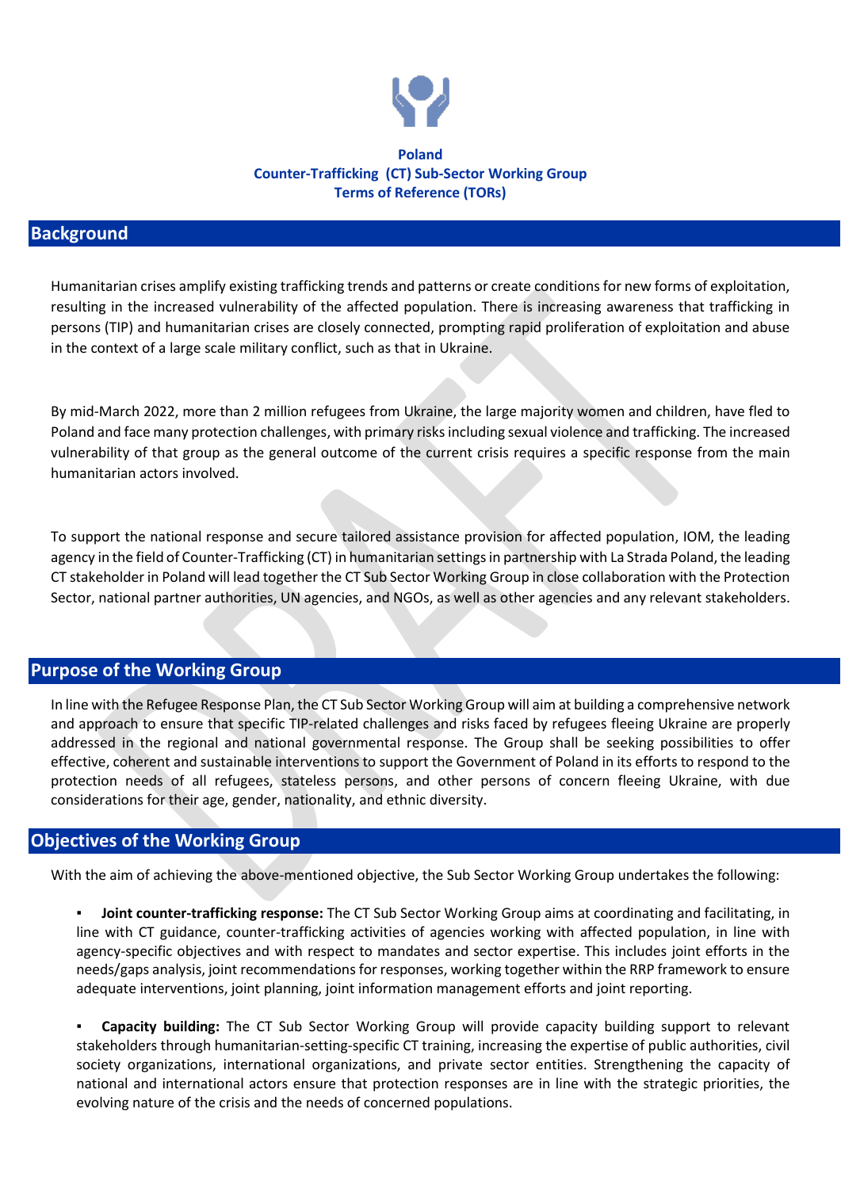**Poland**
**Counter-Trafficking (CT) Sub-Sector Working Group**
**Terms of Reference (TORs)**

## Background

Humanitarian crises amplify existing trafficking trends and patterns or create conditions for new forms of exploitation, resulting in the increased vulnerability of the affected population. There is increasing awareness that trafficking in persons (TIP) and humanitarian crises are closely connected, prompting rapid proliferation of exploitation and abuse in the context of a large scale military conflict, such as that in Ukraine.

By mid-March 2022, more than 2 million refugees from Ukraine, the large majority women and children, have fled to Poland and face many protection challenges, with primary risks including sexual violence and trafficking. The increased vulnerability of that group as the general outcome of the current crisis requires a specific response from the main humanitarian actors involved.

To support the national response and secure tailored assistance provision for affected population, IOM, the leading agency in the field of Counter-Trafficking (CT) in humanitarian settings in partnership with La Strada Poland, the leading CT stakeholder in Poland will lead together the CT Sub Sector Working Group in close collaboration with the Protection Sector, national partner authorities, UN agencies, and NGOs, as well as other agencies and any relevant stakeholders.

## Purpose of the Working Group

In line with the Refugee Response Plan, the CT Sub Sector Working Group will aim at building a comprehensive network and approach to ensure that specific TIP-related challenges and risks faced by refugees fleeing Ukraine are properly addressed in the regional and national governmental response. The Group shall be seeking possibilities to offer effective, coherent and sustainable interventions to support the Government of Poland in its efforts to respond to the protection needs of all refugees, stateless persons, and other persons of concern fleeing Ukraine, with due considerations for their age, gender, nationality, and ethnic diversity.

## Objectives of the Working Group

With the aim of achieving the above-mentioned objective, the Sub Sector Working Group undertakes the following:

- **Joint counter-trafficking response:** The CT Sub Sector Working Group aims at coordinating and facilitating, in line with CT guidance, counter-trafficking activities of agencies working with affected population, in line with agency-specific objectives and with respect to mandates and sector expertise. This includes joint efforts in the needs/gaps analysis, joint recommendations for responses, working together within the RRP framework to ensure adequate interventions, joint planning, joint information management efforts and joint reporting.

- **Capacity building:** The CT Sub Sector Working Group will provide capacity building support to relevant stakeholders through humanitarian-setting-specific CT training, increasing the expertise of public authorities, civil society organizations, international organizations, and private sector entities. Strengthening the capacity of national and international actors ensure that protection responses are in line with the strategic priorities, the evolving nature of the crisis and the needs of concerned populations.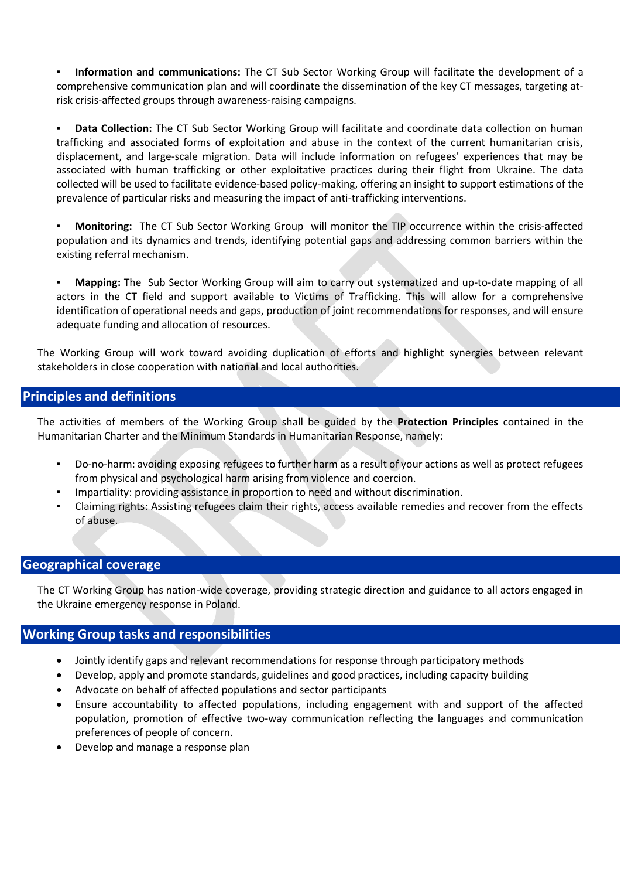- **Information and communications:** The CT Sub Sector Working Group will facilitate the development of a comprehensive communication plan and will coordinate the dissemination of the key CT messages, targeting at-risk crisis-affected groups through awareness-raising campaigns.

- **Data Collection:** The CT Sub Sector Working Group will facilitate and coordinate data collection on human trafficking and associated forms of exploitation and abuse in the context of the current humanitarian crisis, displacement, and large-scale migration. Data will include information on refugees' experiences that may be associated with human trafficking or other exploitative practices during their flight from Ukraine. The data collected will be used to facilitate evidence-based policy-making, offering an insight to support estimations of the prevalence of particular risks and measuring the impact of anti-trafficking interventions.

- **Monitoring:** The CT Sub Sector Working Group will monitor the TIP occurrence within the crisis-affected population and its dynamics and trends, identifying potential gaps and addressing common barriers within the existing referral mechanism.

- **Mapping:** The Sub Sector Working Group will aim to carry out systematized and up-to-date mapping of all actors in the CT field and support available to Victims of Trafficking. This will allow for a comprehensive identification of operational needs and gaps, production of joint recommendations for responses, and will ensure adequate funding and allocation of resources.

The Working Group will work toward avoiding duplication of efforts and highlight synergies between relevant stakeholders in close cooperation with national and local authorities.

## Principles and definitions

The activities of members of the Working Group shall be guided by the **Protection Principles** contained in the Humanitarian Charter and the Minimum Standards in Humanitarian Response, namely:

- Do-no-harm: avoiding exposing refugees to further harm as a result of your actions as well as protect refugees from physical and psychological harm arising from violence and coercion.
- Impartiality: providing assistance in proportion to need and without discrimination.
- Claiming rights: Assisting refugees claim their rights, access available remedies and recover from the effects of abuse.

## Geographical coverage

The CT Working Group has nation-wide coverage, providing strategic direction and guidance to all actors engaged in the Ukraine emergency response in Poland.

## Working Group tasks and responsibilities

- Jointly identify gaps and relevant recommendations for response through participatory methods
- Develop, apply and promote standards, guidelines and good practices, including capacity building
- Advocate on behalf of affected populations and sector participants
- Ensure accountability to affected populations, including engagement with and support of the affected population, promotion of effective two-way communication reflecting the languages and communication preferences of people of concern.
- Develop and manage a response plan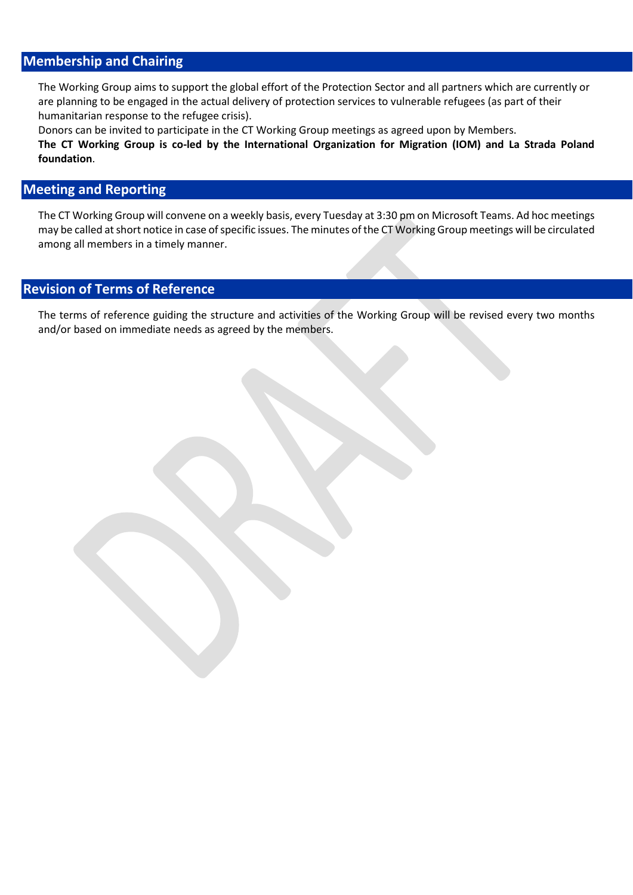## Membership and Chairing

The Working Group aims to support the global effort of the Protection Sector and all partners which are currently or are planning to be engaged in the actual delivery of protection services to vulnerable refugees (as part of their humanitarian response to the refugee crisis).

Donors can be invited to participate in the CT Working Group meetings as agreed upon by Members.

**The CT Working Group is co-led by the International Organization for Migration (IOM) and La Strada Poland foundation**.

## Meeting and Reporting

The CT Working Group will convene on a weekly basis, every Tuesday at 3:30 pm on Microsoft Teams. Ad hoc meetings may be called at short notice in case of specific issues. The minutes of the CT Working Group meetings will be circulated among all members in a timely manner.

## Revision of Terms of Reference

The terms of reference guiding the structure and activities of the Working Group will be revised every two months and/or based on immediate needs as agreed by the members.